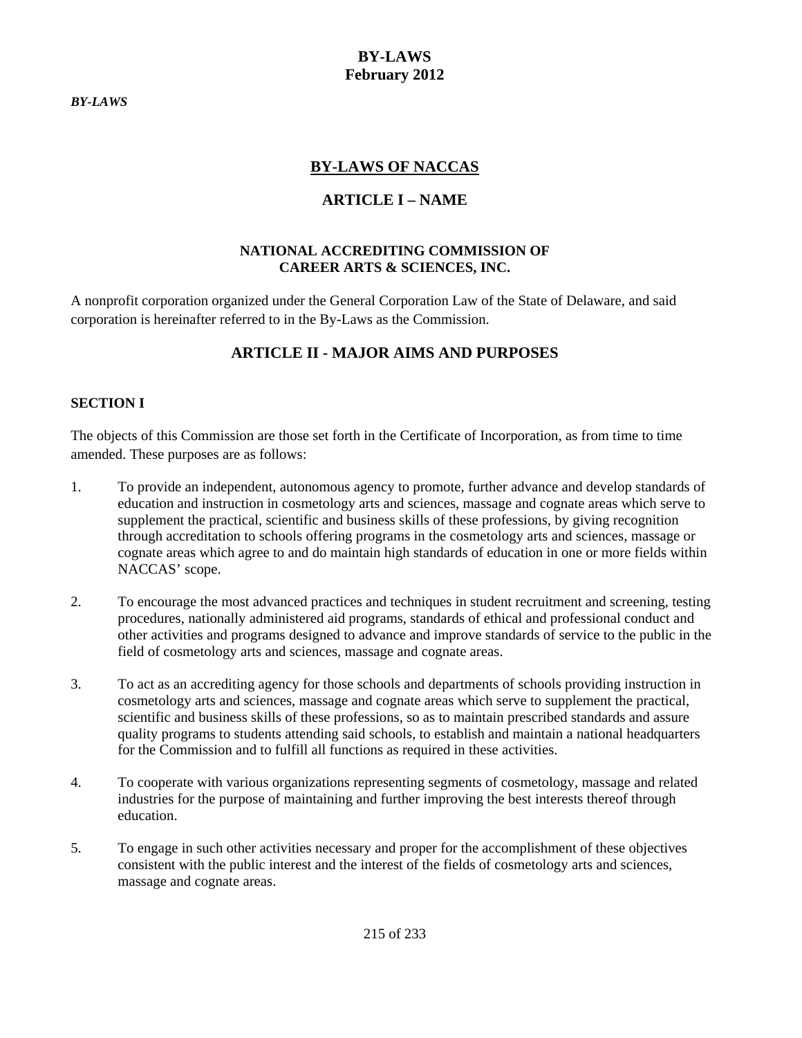# BY-LAWS
# February 2012

*BY-LAWS*

## BY-LAWS OF NACCAS

## ARTICLE I – NAME

### NATIONAL ACCREDITING COMMISSION OF CAREER ARTS & SCIENCES, INC.

A nonprofit corporation organized under the General Corporation Law of the State of Delaware, and said corporation is hereinafter referred to in the By-Laws as the Commission.

## ARTICLE II - MAJOR AIMS AND PURPOSES

### SECTION I

The objects of this Commission are those set forth in the Certificate of Incorporation, as from time to time amended. These purposes are as follows:

1. To provide an independent, autonomous agency to promote, further advance and develop standards of education and instruction in cosmetology arts and sciences, massage and cognate areas which serve to supplement the practical, scientific and business skills of these professions, by giving recognition through accreditation to schools offering programs in the cosmetology arts and sciences, massage or cognate areas which agree to and do maintain high standards of education in one or more fields within NACCAS' scope.

2. To encourage the most advanced practices and techniques in student recruitment and screening, testing procedures, nationally administered aid programs, standards of ethical and professional conduct and other activities and programs designed to advance and improve standards of service to the public in the field of cosmetology arts and sciences, massage and cognate areas.

3. To act as an accrediting agency for those schools and departments of schools providing instruction in cosmetology arts and sciences, massage and cognate areas which serve to supplement the practical, scientific and business skills of these professions, so as to maintain prescribed standards and assure quality programs to students attending said schools, to establish and maintain a national headquarters for the Commission and to fulfill all functions as required in these activities.

4. To cooperate with various organizations representing segments of cosmetology, massage and related industries for the purpose of maintaining and further improving the best interests thereof through education.

5. To engage in such other activities necessary and proper for the accomplishment of these objectives consistent with the public interest and the interest of the fields of cosmetology arts and sciences, massage and cognate areas.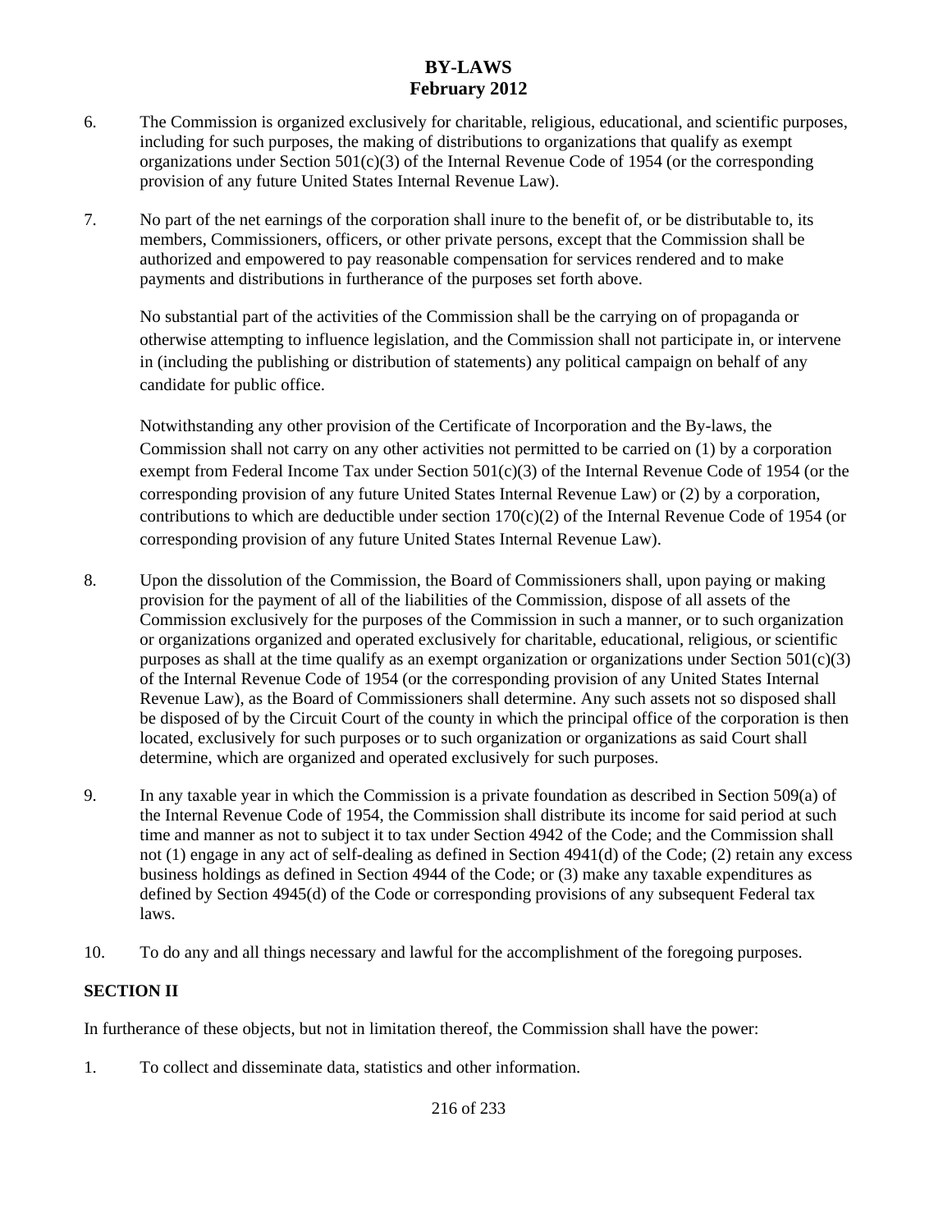6. The Commission is organized exclusively for charitable, religious, educational, and scientific purposes, including for such purposes, the making of distributions to organizations that qualify as exempt organizations under Section 501(c)(3) of the Internal Revenue Code of 1954 (or the corresponding provision of any future United States Internal Revenue Law).

7. No part of the net earnings of the corporation shall inure to the benefit of, or be distributable to, its members, Commissioners, officers, or other private persons, except that the Commission shall be authorized and empowered to pay reasonable compensation for services rendered and to make payments and distributions in furtherance of the purposes set forth above.

   No substantial part of the activities of the Commission shall be the carrying on of propaganda or otherwise attempting to influence legislation, and the Commission shall not participate in, or intervene in (including the publishing or distribution of statements) any political campaign on behalf of any candidate for public office.

   Notwithstanding any other provision of the Certificate of Incorporation and the By-laws, the Commission shall not carry on any other activities not permitted to be carried on (1) by a corporation exempt from Federal Income Tax under Section 501(c)(3) of the Internal Revenue Code of 1954 (or the corresponding provision of any future United States Internal Revenue Law) or (2) by a corporation, contributions to which are deductible under section 170(c)(2) of the Internal Revenue Code of 1954 (or corresponding provision of any future United States Internal Revenue Law).

8. Upon the dissolution of the Commission, the Board of Commissioners shall, upon paying or making provision for the payment of all of the liabilities of the Commission, dispose of all assets of the Commission exclusively for the purposes of the Commission in such a manner, or to such organization or organizations organized and operated exclusively for charitable, educational, religious, or scientific purposes as shall at the time qualify as an exempt organization or organizations under Section 501(c)(3) of the Internal Revenue Code of 1954 (or the corresponding provision of any United States Internal Revenue Law), as the Board of Commissioners shall determine. Any such assets not so disposed shall be disposed of by the Circuit Court of the county in which the principal office of the corporation is then located, exclusively for such purposes or to such organization or organizations as said Court shall determine, which are organized and operated exclusively for such purposes.

9. In any taxable year in which the Commission is a private foundation as described in Section 509(a) of the Internal Revenue Code of 1954, the Commission shall distribute its income for said period at such time and manner as not to subject it to tax under Section 4942 of the Code; and the Commission shall not (1) engage in any act of self-dealing as defined in Section 4941(d) of the Code; (2) retain any excess business holdings as defined in Section 4944 of the Code; or (3) make any taxable expenditures as defined by Section 4945(d) of the Code or corresponding provisions of any subsequent Federal tax laws.

10. To do any and all things necessary and lawful for the accomplishment of the foregoing purposes.

## SECTION II

In furtherance of these objects, but not in limitation thereof, the Commission shall have the power:

1. To collect and disseminate data, statistics and other information.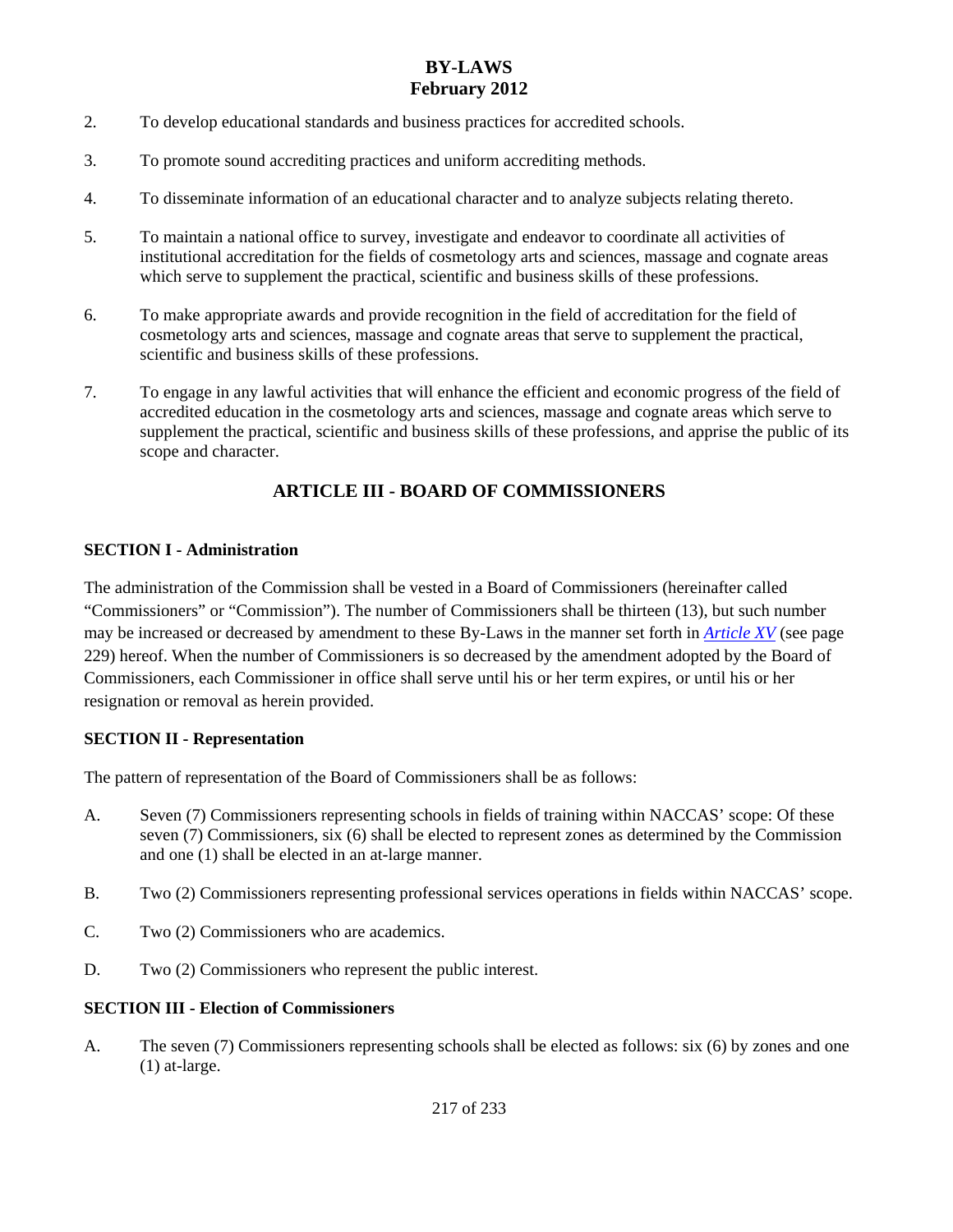2. To develop educational standards and business practices for accredited schools.

3. To promote sound accrediting practices and uniform accrediting methods.

4. To disseminate information of an educational character and to analyze subjects relating thereto.

5. To maintain a national office to survey, investigate and endeavor to coordinate all activities of institutional accreditation for the fields of cosmetology arts and sciences, massage and cognate areas which serve to supplement the practical, scientific and business skills of these professions.

6. To make appropriate awards and provide recognition in the field of accreditation for the field of cosmetology arts and sciences, massage and cognate areas that serve to supplement the practical, scientific and business skills of these professions.

7. To engage in any lawful activities that will enhance the efficient and economic progress of the field of accredited education in the cosmetology arts and sciences, massage and cognate areas which serve to supplement the practical, scientific and business skills of these professions, and apprise the public of its scope and character.

## ARTICLE III - BOARD OF COMMISSIONERS

### SECTION I - Administration

The administration of the Commission shall be vested in a Board of Commissioners (hereinafter called "Commissioners" or "Commission"). The number of Commissioners shall be thirteen (13), but such number may be increased or decreased by amendment to these By-Laws in the manner set forth in *Article XV* (see page 229) hereof. When the number of Commissioners is so decreased by the amendment adopted by the Board of Commissioners, each Commissioner in office shall serve until his or her term expires, or until his or her resignation or removal as herein provided.

### SECTION II - Representation

The pattern of representation of the Board of Commissioners shall be as follows:

A. Seven (7) Commissioners representing schools in fields of training within NACCAS' scope: Of these seven (7) Commissioners, six (6) shall be elected to represent zones as determined by the Commission and one (1) shall be elected in an at-large manner.

B. Two (2) Commissioners representing professional services operations in fields within NACCAS' scope.

C. Two (2) Commissioners who are academics.

D. Two (2) Commissioners who represent the public interest.

### SECTION III - Election of Commissioners

A. The seven (7) Commissioners representing schools shall be elected as follows: six (6) by zones and one (1) at-large.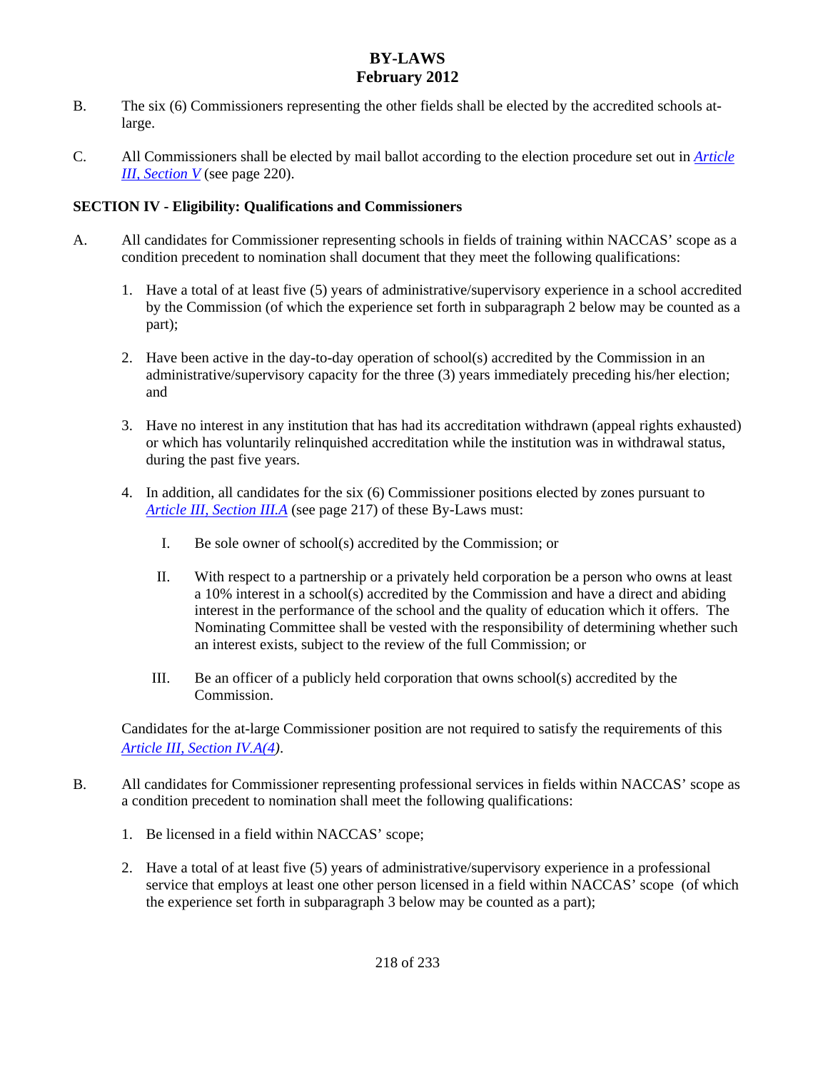B. The six (6) Commissioners representing the other fields shall be elected by the accredited schools at-large.

C. All Commissioners shall be elected by mail ballot according to the election procedure set out in *Article III, Section V* (see page 220).

**SECTION IV - Eligibility: Qualifications and Commissioners**

A. All candidates for Commissioner representing schools in fields of training within NACCAS' scope as a condition precedent to nomination shall document that they meet the following qualifications:

1. Have a total of at least five (5) years of administrative/supervisory experience in a school accredited by the Commission (of which the experience set forth in subparagraph 2 below may be counted as a part);

2. Have been active in the day-to-day operation of school(s) accredited by the Commission in an administrative/supervisory capacity for the three (3) years immediately preceding his/her election; and

3. Have no interest in any institution that has had its accreditation withdrawn (appeal rights exhausted) or which has voluntarily relinquished accreditation while the institution was in withdrawal status, during the past five years.

4. In addition, all candidates for the six (6) Commissioner positions elected by zones pursuant to *Article III, Section III.A* (see page 217) of these By-Laws must:

   I. Be sole owner of school(s) accredited by the Commission; or

   II. With respect to a partnership or a privately held corporation be a person who owns at least a 10% interest in a school(s) accredited by the Commission and have a direct and abiding interest in the performance of the school and the quality of education which it offers. The Nominating Committee shall be vested with the responsibility of determining whether such an interest exists, subject to the review of the full Commission; or

   III. Be an officer of a publicly held corporation that owns school(s) accredited by the Commission.

Candidates for the at-large Commissioner position are not required to satisfy the requirements of this *Article III, Section IV.A(4)*.

B. All candidates for Commissioner representing professional services in fields within NACCAS' scope as a condition precedent to nomination shall meet the following qualifications:

1. Be licensed in a field within NACCAS' scope;

2. Have a total of at least five (5) years of administrative/supervisory experience in a professional service that employs at least one other person licensed in a field within NACCAS' scope (of which the experience set forth in subparagraph 3 below may be counted as a part);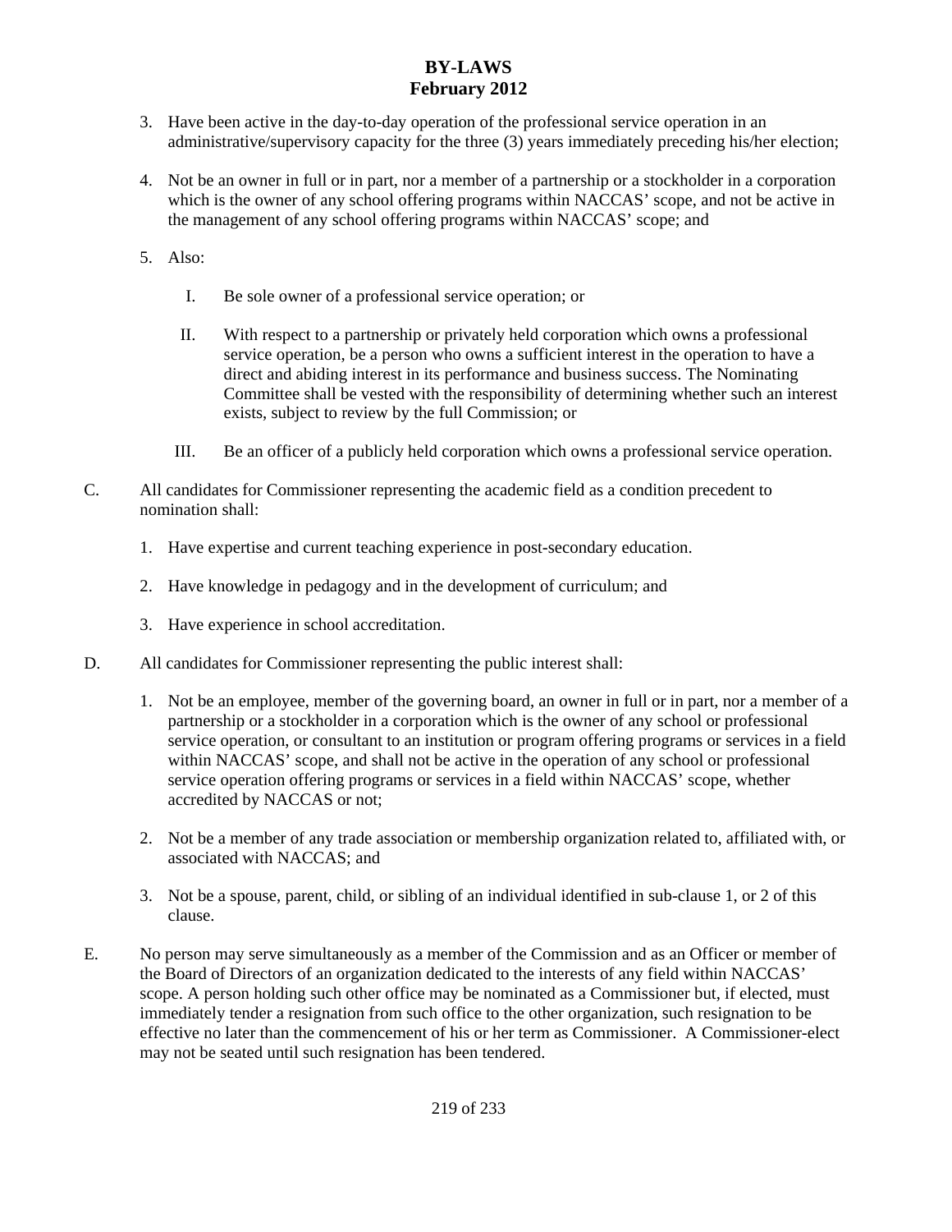3. Have been active in the day-to-day operation of the professional service operation in an administrative/supervisory capacity for the three (3) years immediately preceding his/her election;

4. Not be an owner in full or in part, nor a member of a partnership or a stockholder in a corporation which is the owner of any school offering programs within NACCAS' scope, and not be active in the management of any school offering programs within NACCAS' scope; and

5. Also:

   I. Be sole owner of a professional service operation; or

   II. With respect to a partnership or privately held corporation which owns a professional service operation, be a person who owns a sufficient interest in the operation to have a direct and abiding interest in its performance and business success. The Nominating Committee shall be vested with the responsibility of determining whether such an interest exists, subject to review by the full Commission; or

   III. Be an officer of a publicly held corporation which owns a professional service operation.

C. All candidates for Commissioner representing the academic field as a condition precedent to nomination shall:

1. Have expertise and current teaching experience in post-secondary education.

2. Have knowledge in pedagogy and in the development of curriculum; and

3. Have experience in school accreditation.

D. All candidates for Commissioner representing the public interest shall:

1. Not be an employee, member of the governing board, an owner in full or in part, nor a member of a partnership or a stockholder in a corporation which is the owner of any school or professional service operation, or consultant to an institution or program offering programs or services in a field within NACCAS' scope, and shall not be active in the operation of any school or professional service operation offering programs or services in a field within NACCAS' scope, whether accredited by NACCAS or not;

2. Not be a member of any trade association or membership organization related to, affiliated with, or associated with NACCAS; and

3. Not be a spouse, parent, child, or sibling of an individual identified in sub-clause 1, or 2 of this clause.

E. No person may serve simultaneously as a member of the Commission and as an Officer or member of the Board of Directors of an organization dedicated to the interests of any field within NACCAS' scope. A person holding such other office may be nominated as a Commissioner but, if elected, must immediately tender a resignation from such office to the other organization, such resignation to be effective no later than the commencement of his or her term as Commissioner. A Commissioner-elect may not be seated until such resignation has been tendered.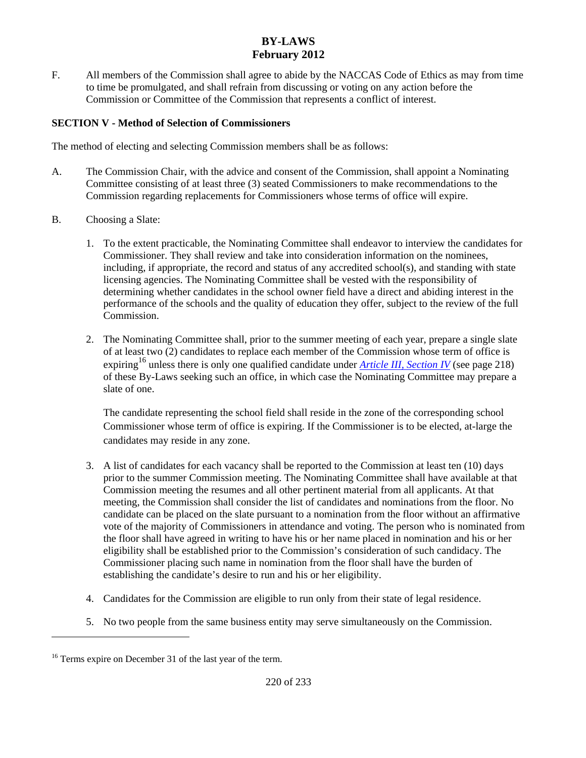F. All members of the Commission shall agree to abide by the NACCAS Code of Ethics as may from time to time be promulgated, and shall refrain from discussing or voting on any action before the Commission or Committee of the Commission that represents a conflict of interest.

**SECTION V - Method of Selection of Commissioners**

The method of electing and selecting Commission members shall be as follows:

A. The Commission Chair, with the advice and consent of the Commission, shall appoint a Nominating Committee consisting of at least three (3) seated Commissioners to make recommendations to the Commission regarding replacements for Commissioners whose terms of office will expire.

B. Choosing a Slate:

1. To the extent practicable, the Nominating Committee shall endeavor to interview the candidates for Commissioner. They shall review and take into consideration information on the nominees, including, if appropriate, the record and status of any accredited school(s), and standing with state licensing agencies. The Nominating Committee shall be vested with the responsibility of determining whether candidates in the school owner field have a direct and abiding interest in the performance of the schools and the quality of education they offer, subject to the review of the full Commission.

2. The Nominating Committee shall, prior to the summer meeting of each year, prepare a single slate of at least two (2) candidates to replace each member of the Commission whose term of office is expiring[16] unless there is only one qualified candidate under *Article III, Section IV* (see page 218) of these By-Laws seeking such an office, in which case the Nominating Committee may prepare a slate of one.

   The candidate representing the school field shall reside in the zone of the corresponding school Commissioner whose term of office is expiring. If the Commissioner is to be elected, at-large the candidates may reside in any zone.

3. A list of candidates for each vacancy shall be reported to the Commission at least ten (10) days prior to the summer Commission meeting. The Nominating Committee shall have available at that Commission meeting the resumes and all other pertinent material from all applicants. At that meeting, the Commission shall consider the list of candidates and nominations from the floor. No candidate can be placed on the slate pursuant to a nomination from the floor without an affirmative vote of the majority of Commissioners in attendance and voting. The person who is nominated from the floor shall have agreed in writing to have his or her name placed in nomination and his or her eligibility shall be established prior to the Commission's consideration of such candidacy. The Commissioner placing such name in nomination from the floor shall have the burden of establishing the candidate's desire to run and his or her eligibility.

4. Candidates for the Commission are eligible to run only from their state of legal residence.

5. No two people from the same business entity may serve simultaneously on the Commission.

---

[16] Terms expire on December 31 of the last year of the term.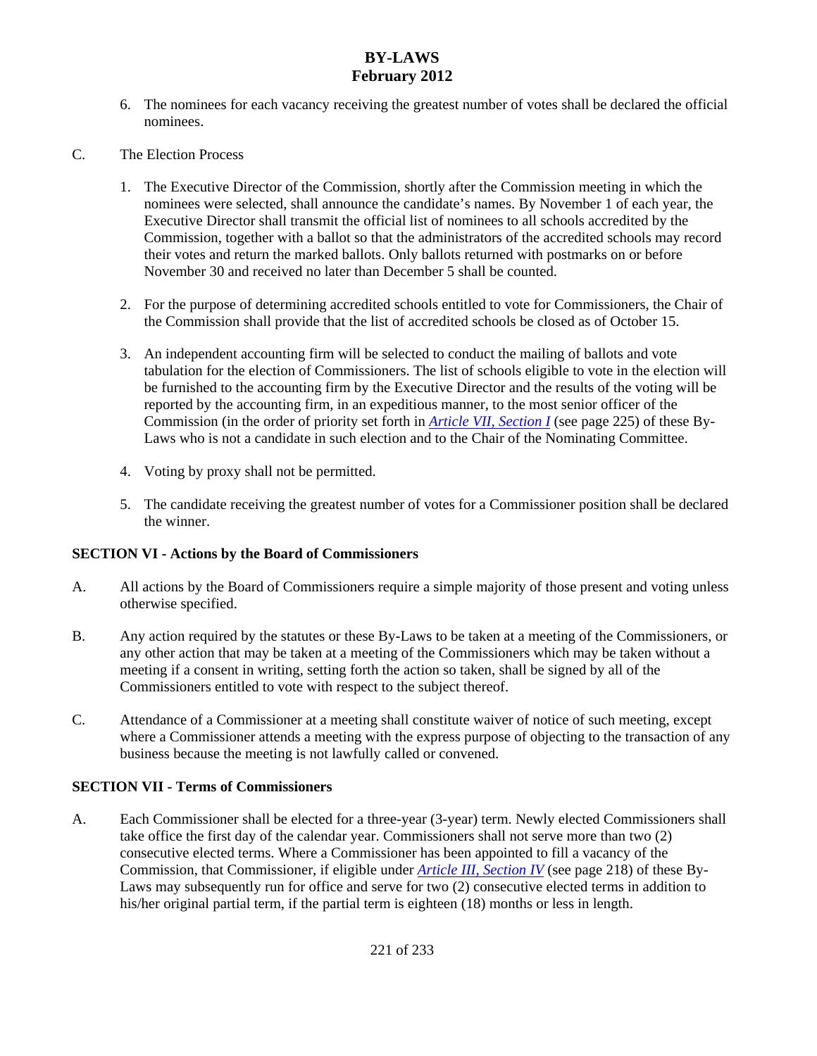6. The nominees for each vacancy receiving the greatest number of votes shall be declared the official nominees.

C. The Election Process

1. The Executive Director of the Commission, shortly after the Commission meeting in which the nominees were selected, shall announce the candidate's names. By November 1 of each year, the Executive Director shall transmit the official list of nominees to all schools accredited by the Commission, together with a ballot so that the administrators of the accredited schools may record their votes and return the marked ballots. Only ballots returned with postmarks on or before November 30 and received no later than December 5 shall be counted.

2. For the purpose of determining accredited schools entitled to vote for Commissioners, the Chair of the Commission shall provide that the list of accredited schools be closed as of October 15.

3. An independent accounting firm will be selected to conduct the mailing of ballots and vote tabulation for the election of Commissioners. The list of schools eligible to vote in the election will be furnished to the accounting firm by the Executive Director and the results of the voting will be reported by the accounting firm, in an expeditious manner, to the most senior officer of the Commission (in the order of priority set forth in *Article VII, Section I* (see page 225) of these By-Laws who is not a candidate in such election and to the Chair of the Nominating Committee.

4. Voting by proxy shall not be permitted.

5. The candidate receiving the greatest number of votes for a Commissioner position shall be declared the winner.

**SECTION VI - Actions by the Board of Commissioners**

A. All actions by the Board of Commissioners require a simple majority of those present and voting unless otherwise specified.

B. Any action required by the statutes or these By-Laws to be taken at a meeting of the Commissioners, or any other action that may be taken at a meeting of the Commissioners which may be taken without a meeting if a consent in writing, setting forth the action so taken, shall be signed by all of the Commissioners entitled to vote with respect to the subject thereof.

C. Attendance of a Commissioner at a meeting shall constitute waiver of notice of such meeting, except where a Commissioner attends a meeting with the express purpose of objecting to the transaction of any business because the meeting is not lawfully called or convened.

**SECTION VII - Terms of Commissioners**

A. Each Commissioner shall be elected for a three-year (3-year) term. Newly elected Commissioners shall take office the first day of the calendar year. Commissioners shall not serve more than two (2) consecutive elected terms. Where a Commissioner has been appointed to fill a vacancy of the Commission, that Commissioner, if eligible under *Article III, Section IV* (see page 218) of these By-Laws may subsequently run for office and serve for two (2) consecutive elected terms in addition to his/her original partial term, if the partial term is eighteen (18) months or less in length.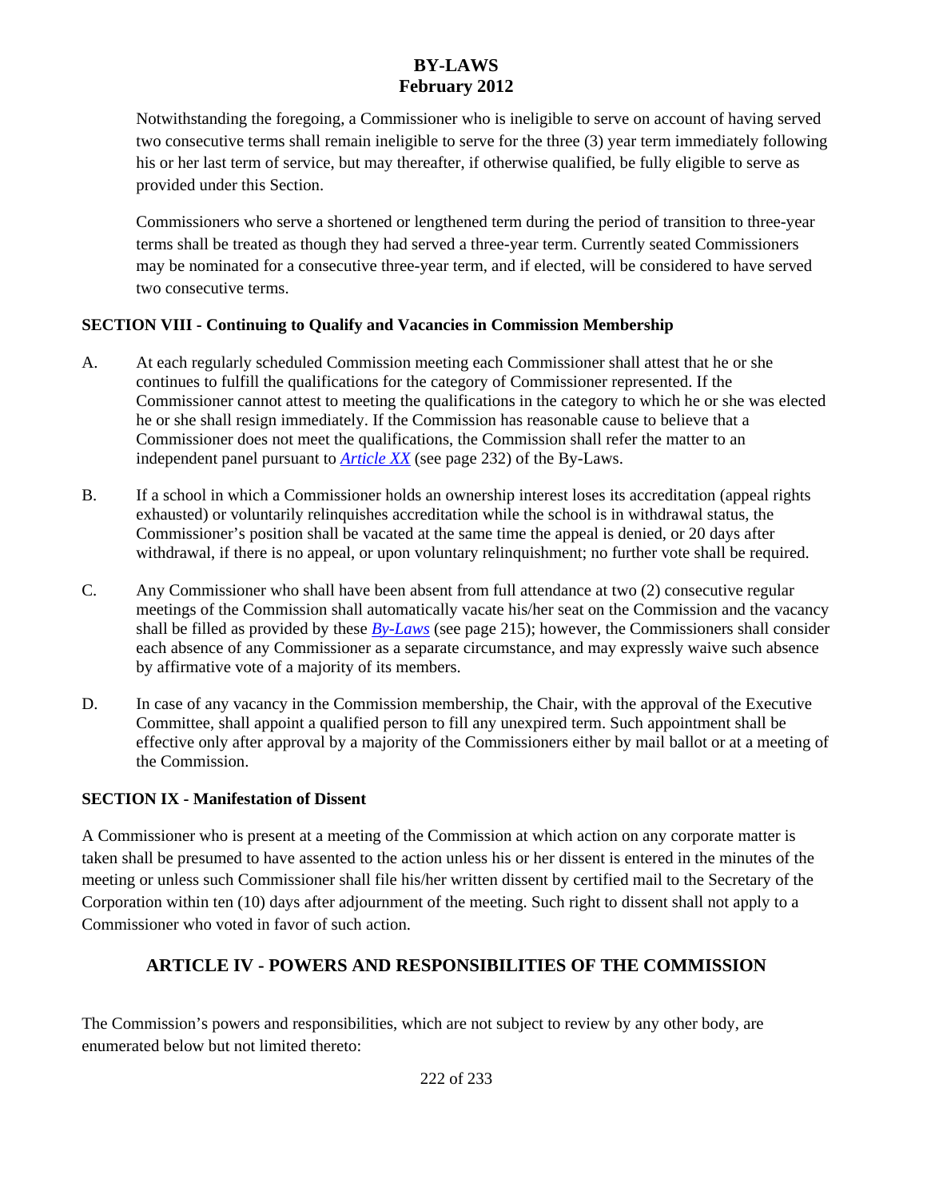Notwithstanding the foregoing, a Commissioner who is ineligible to serve on account of having served two consecutive terms shall remain ineligible to serve for the three (3) year term immediately following his or her last term of service, but may thereafter, if otherwise qualified, be fully eligible to serve as provided under this Section.

Commissioners who serve a shortened or lengthened term during the period of transition to three-year terms shall be treated as though they had served a three-year term. Currently seated Commissioners may be nominated for a consecutive three-year term, and if elected, will be considered to have served two consecutive terms.

**SECTION VIII - Continuing to Qualify and Vacancies in Commission Membership**

A. At each regularly scheduled Commission meeting each Commissioner shall attest that he or she continues to fulfill the qualifications for the category of Commissioner represented. If the Commissioner cannot attest to meeting the qualifications in the category to which he or she was elected he or she shall resign immediately. If the Commission has reasonable cause to believe that a Commissioner does not meet the qualifications, the Commission shall refer the matter to an independent panel pursuant to *Article XX* (see page 232) of the By-Laws.

B. If a school in which a Commissioner holds an ownership interest loses its accreditation (appeal rights exhausted) or voluntarily relinquishes accreditation while the school is in withdrawal status, the Commissioner's position shall be vacated at the same time the appeal is denied, or 20 days after withdrawal, if there is no appeal, or upon voluntary relinquishment; no further vote shall be required.

C. Any Commissioner who shall have been absent from full attendance at two (2) consecutive regular meetings of the Commission shall automatically vacate his/her seat on the Commission and the vacancy shall be filled as provided by these *By-Laws* (see page 215); however, the Commissioners shall consider each absence of any Commissioner as a separate circumstance, and may expressly waive such absence by affirmative vote of a majority of its members.

D. In case of any vacancy in the Commission membership, the Chair, with the approval of the Executive Committee, shall appoint a qualified person to fill any unexpired term. Such appointment shall be effective only after approval by a majority of the Commissioners either by mail ballot or at a meeting of the Commission.

**SECTION IX - Manifestation of Dissent**

A Commissioner who is present at a meeting of the Commission at which action on any corporate matter is taken shall be presumed to have assented to the action unless his or her dissent is entered in the minutes of the meeting or unless such Commissioner shall file his/her written dissent by certified mail to the Secretary of the Corporation within ten (10) days after adjournment of the meeting. Such right to dissent shall not apply to a Commissioner who voted in favor of such action.

## ARTICLE IV - POWERS AND RESPONSIBILITIES OF THE COMMISSION

The Commission's powers and responsibilities, which are not subject to review by any other body, are enumerated below but not limited thereto: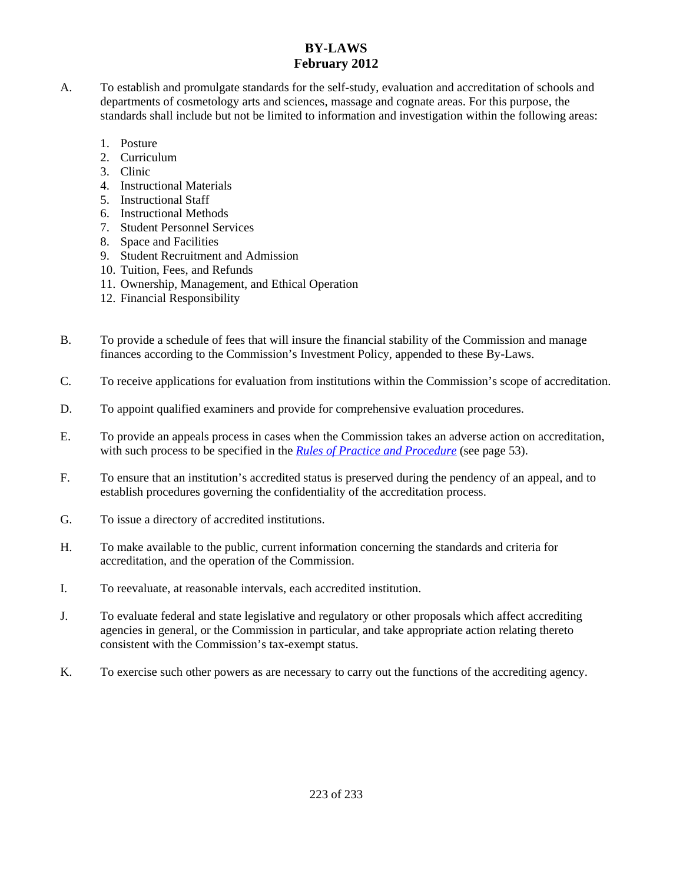# BY-LAWS
## February 2012

A. To establish and promulgate standards for the self-study, evaluation and accreditation of schools and departments of cosmetology arts and sciences, massage and cognate areas. For this purpose, the standards shall include but not be limited to information and investigation within the following areas:

   1. Posture
   2. Curriculum
   3. Clinic
   4. Instructional Materials
   5. Instructional Staff
   6. Instructional Methods
   7. Student Personnel Services
   8. Space and Facilities
   9. Student Recruitment and Admission
   10. Tuition, Fees, and Refunds
   11. Ownership, Management, and Ethical Operation
   12. Financial Responsibility

B. To provide a schedule of fees that will insure the financial stability of the Commission and manage finances according to the Commission's Investment Policy, appended to these By-Laws.

C. To receive applications for evaluation from institutions within the Commission's scope of accreditation.

D. To appoint qualified examiners and provide for comprehensive evaluation procedures.

E. To provide an appeals process in cases when the Commission takes an adverse action on accreditation, with such process to be specified in the *Rules of Practice and Procedure* (see page 53).

F. To ensure that an institution's accredited status is preserved during the pendency of an appeal, and to establish procedures governing the confidentiality of the accreditation process.

G. To issue a directory of accredited institutions.

H. To make available to the public, current information concerning the standards and criteria for accreditation, and the operation of the Commission.

I. To reevaluate, at reasonable intervals, each accredited institution.

J. To evaluate federal and state legislative and regulatory or other proposals which affect accrediting agencies in general, or the Commission in particular, and take appropriate action relating thereto consistent with the Commission's tax-exempt status.

K. To exercise such other powers as are necessary to carry out the functions of the accrediting agency.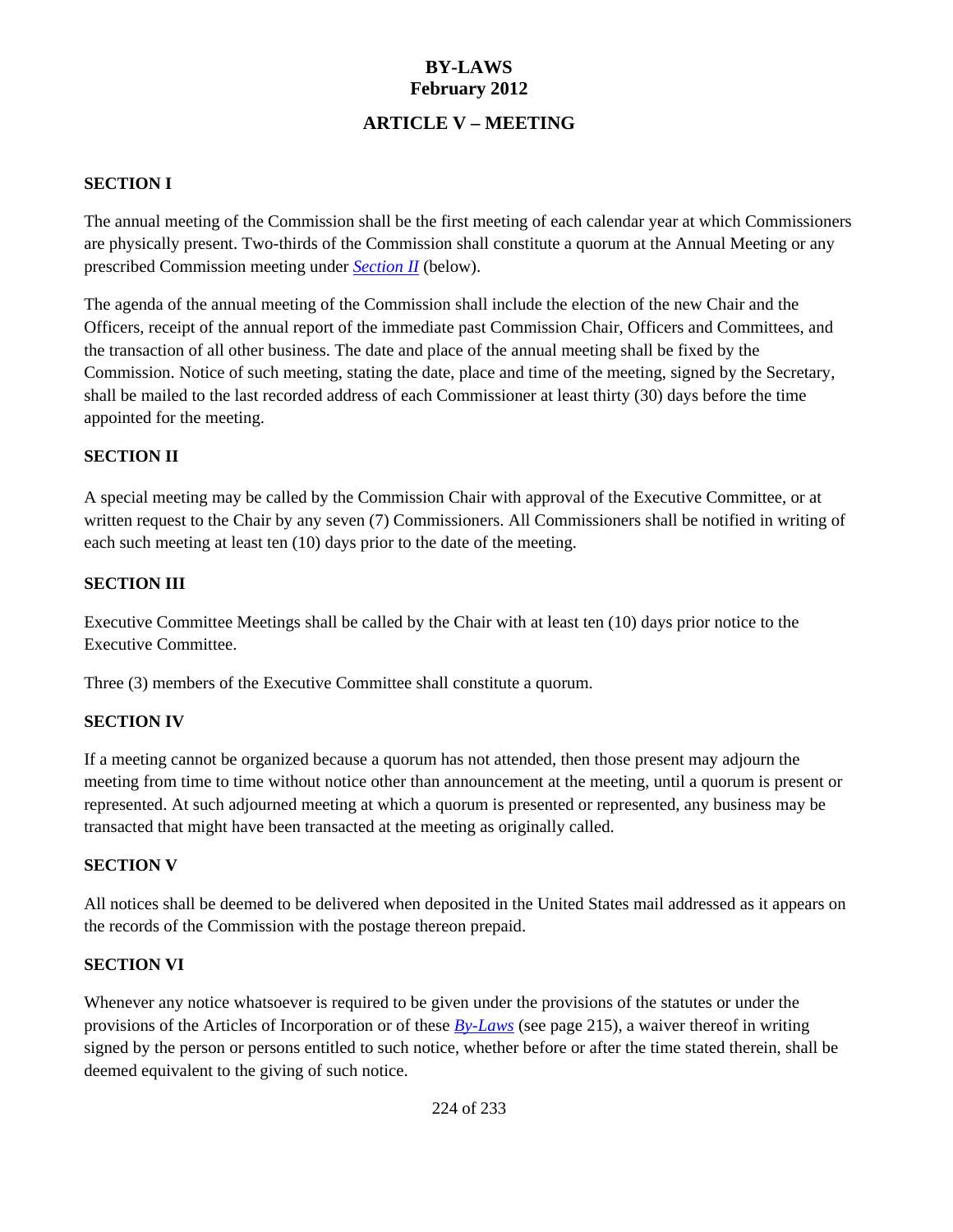# BY-LAWS
# February 2012

## ARTICLE V – MEETING

### SECTION I

The annual meeting of the Commission shall be the first meeting of each calendar year at which Commissioners are physically present. Two-thirds of the Commission shall constitute a quorum at the Annual Meeting or any prescribed Commission meeting under *Section II* (below).

The agenda of the annual meeting of the Commission shall include the election of the new Chair and the Officers, receipt of the annual report of the immediate past Commission Chair, Officers and Committees, and the transaction of all other business. The date and place of the annual meeting shall be fixed by the Commission. Notice of such meeting, stating the date, place and time of the meeting, signed by the Secretary, shall be mailed to the last recorded address of each Commissioner at least thirty (30) days before the time appointed for the meeting.

### SECTION II

A special meeting may be called by the Commission Chair with approval of the Executive Committee, or at written request to the Chair by any seven (7) Commissioners. All Commissioners shall be notified in writing of each such meeting at least ten (10) days prior to the date of the meeting.

### SECTION III

Executive Committee Meetings shall be called by the Chair with at least ten (10) days prior notice to the Executive Committee.

Three (3) members of the Executive Committee shall constitute a quorum.

### SECTION IV

If a meeting cannot be organized because a quorum has not attended, then those present may adjourn the meeting from time to time without notice other than announcement at the meeting, until a quorum is present or represented. At such adjourned meeting at which a quorum is presented or represented, any business may be transacted that might have been transacted at the meeting as originally called.

### SECTION V

All notices shall be deemed to be delivered when deposited in the United States mail addressed as it appears on the records of the Commission with the postage thereon prepaid.

### SECTION VI

Whenever any notice whatsoever is required to be given under the provisions of the statutes or under the provisions of the Articles of Incorporation or of these *By-Laws* (see page 215), a waiver thereof in writing signed by the person or persons entitled to such notice, whether before or after the time stated therein, shall be deemed equivalent to the giving of such notice.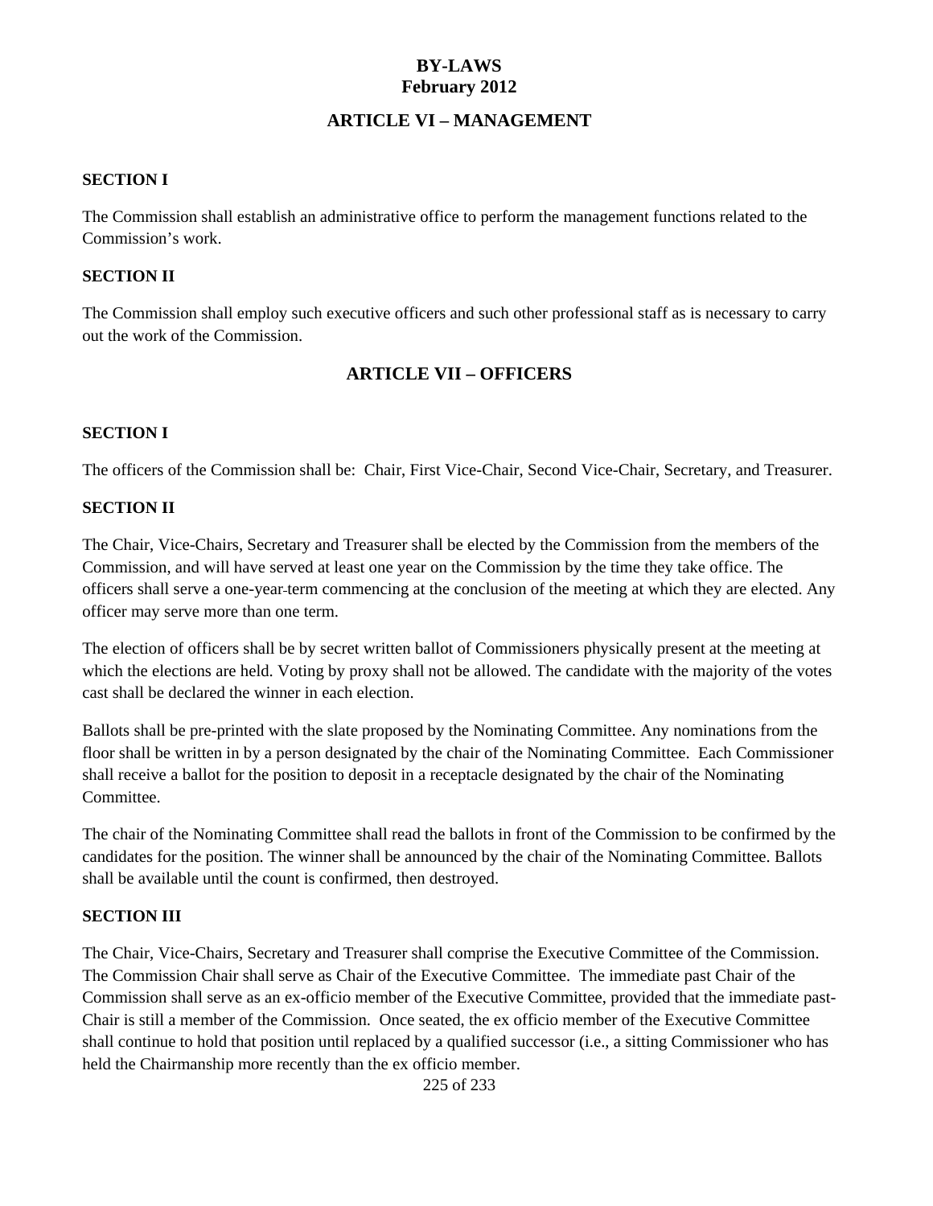# BY-LAWS
# February 2012

## ARTICLE VI – MANAGEMENT

### SECTION I

The Commission shall establish an administrative office to perform the management functions related to the Commission's work.

### SECTION II

The Commission shall employ such executive officers and such other professional staff as is necessary to carry out the work of the Commission.

## ARTICLE VII – OFFICERS

### SECTION I

The officers of the Commission shall be: Chair, First Vice-Chair, Second Vice-Chair, Secretary, and Treasurer.

### SECTION II

The Chair, Vice-Chairs, Secretary and Treasurer shall be elected by the Commission from the members of the Commission, and will have served at least one year on the Commission by the time they take office. The officers shall serve a one-year-term commencing at the conclusion of the meeting at which they are elected. Any officer may serve more than one term.

The election of officers shall be by secret written ballot of Commissioners physically present at the meeting at which the elections are held. Voting by proxy shall not be allowed. The candidate with the majority of the votes cast shall be declared the winner in each election.

Ballots shall be pre-printed with the slate proposed by the Nominating Committee. Any nominations from the floor shall be written in by a person designated by the chair of the Nominating Committee. Each Commissioner shall receive a ballot for the position to deposit in a receptacle designated by the chair of the Nominating Committee.

The chair of the Nominating Committee shall read the ballots in front of the Commission to be confirmed by the candidates for the position. The winner shall be announced by the chair of the Nominating Committee. Ballots shall be available until the count is confirmed, then destroyed.

### SECTION III

The Chair, Vice-Chairs, Secretary and Treasurer shall comprise the Executive Committee of the Commission. The Commission Chair shall serve as Chair of the Executive Committee. The immediate past Chair of the Commission shall serve as an ex-officio member of the Executive Committee, provided that the immediate past-Chair is still a member of the Commission. Once seated, the ex officio member of the Executive Committee shall continue to hold that position until replaced by a qualified successor (i.e., a sitting Commissioner who has held the Chairmanship more recently than the ex officio member.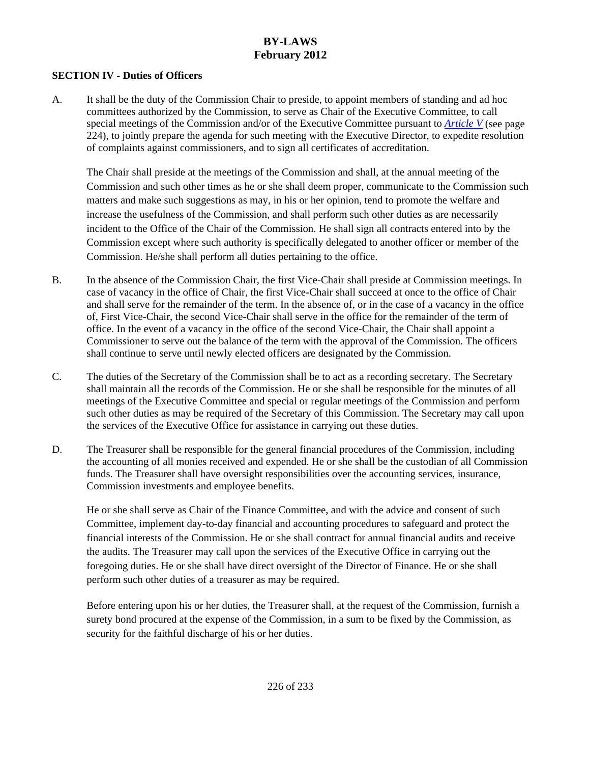## SECTION IV - Duties of Officers

A. It shall be the duty of the Commission Chair to preside, to appoint members of standing and ad hoc committees authorized by the Commission, to serve as Chair of the Executive Committee, to call special meetings of the Commission and/or of the Executive Committee pursuant to *Article V* (see page 224), to jointly prepare the agenda for such meeting with the Executive Director, to expedite resolution of complaints against commissioners, and to sign all certificates of accreditation.

   The Chair shall preside at the meetings of the Commission and shall, at the annual meeting of the Commission and such other times as he or she shall deem proper, communicate to the Commission such matters and make such suggestions as may, in his or her opinion, tend to promote the welfare and increase the usefulness of the Commission, and shall perform such other duties as are necessarily incident to the Office of the Chair of the Commission. He shall sign all contracts entered into by the Commission except where such authority is specifically delegated to another officer or member of the Commission. He/she shall perform all duties pertaining to the office.

B. In the absence of the Commission Chair, the first Vice-Chair shall preside at Commission meetings. In case of vacancy in the office of Chair, the first Vice-Chair shall succeed at once to the office of Chair and shall serve for the remainder of the term. In the absence of, or in the case of a vacancy in the office of, First Vice-Chair, the second Vice-Chair shall serve in the office for the remainder of the term of office. In the event of a vacancy in the office of the second Vice-Chair, the Chair shall appoint a Commissioner to serve out the balance of the term with the approval of the Commission. The officers shall continue to serve until newly elected officers are designated by the Commission.

C. The duties of the Secretary of the Commission shall be to act as a recording secretary. The Secretary shall maintain all the records of the Commission. He or she shall be responsible for the minutes of all meetings of the Executive Committee and special or regular meetings of the Commission and perform such other duties as may be required of the Secretary of this Commission. The Secretary may call upon the services of the Executive Office for assistance in carrying out these duties.

D. The Treasurer shall be responsible for the general financial procedures of the Commission, including the accounting of all monies received and expended. He or she shall be the custodian of all Commission funds. The Treasurer shall have oversight responsibilities over the accounting services, insurance, Commission investments and employee benefits.

   He or she shall serve as Chair of the Finance Committee, and with the advice and consent of such Committee, implement day-to-day financial and accounting procedures to safeguard and protect the financial interests of the Commission. He or she shall contract for annual financial audits and receive the audits. The Treasurer may call upon the services of the Executive Office in carrying out the foregoing duties. He or she shall have direct oversight of the Director of Finance. He or she shall perform such other duties of a treasurer as may be required.

   Before entering upon his or her duties, the Treasurer shall, at the request of the Commission, furnish a surety bond procured at the expense of the Commission, in a sum to be fixed by the Commission, as security for the faithful discharge of his or her duties.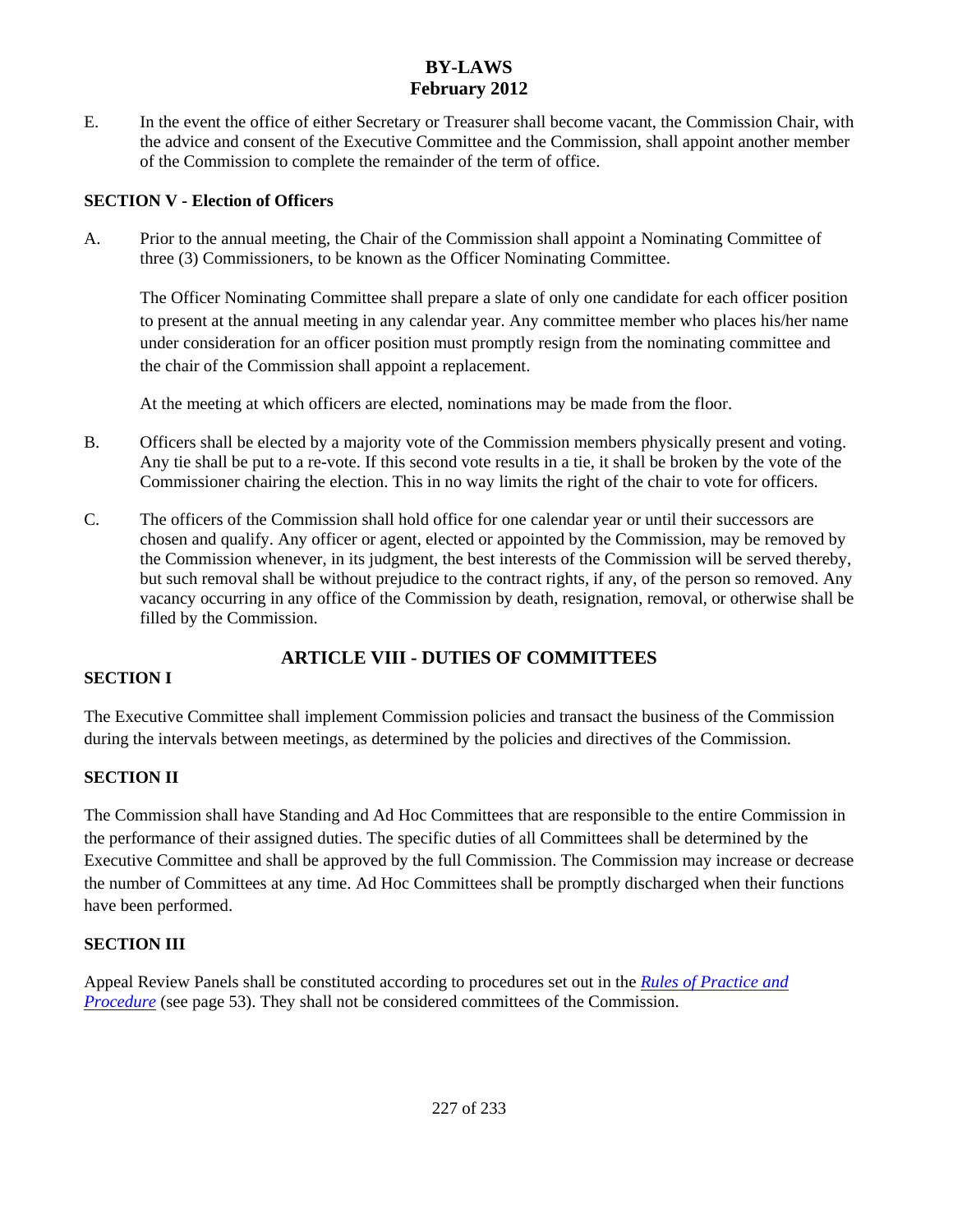E. In the event the office of either Secretary or Treasurer shall become vacant, the Commission Chair, with the advice and consent of the Executive Committee and the Commission, shall appoint another member of the Commission to complete the remainder of the term of office.

**SECTION V - Election of Officers**

A. Prior to the annual meeting, the Chair of the Commission shall appoint a Nominating Committee of three (3) Commissioners, to be known as the Officer Nominating Committee.

The Officer Nominating Committee shall prepare a slate of only one candidate for each officer position to present at the annual meeting in any calendar year. Any committee member who places his/her name under consideration for an officer position must promptly resign from the nominating committee and the chair of the Commission shall appoint a replacement.

At the meeting at which officers are elected, nominations may be made from the floor.

B. Officers shall be elected by a majority vote of the Commission members physically present and voting. Any tie shall be put to a re-vote. If this second vote results in a tie, it shall be broken by the vote of the Commissioner chairing the election. This in no way limits the right of the chair to vote for officers.

C. The officers of the Commission shall hold office for one calendar year or until their successors are chosen and qualify. Any officer or agent, elected or appointed by the Commission, may be removed by the Commission whenever, in its judgment, the best interests of the Commission will be served thereby, but such removal shall be without prejudice to the contract rights, if any, of the person so removed. Any vacancy occurring in any office of the Commission by death, resignation, removal, or otherwise shall be filled by the Commission.

## ARTICLE VIII - DUTIES OF COMMITTEES

**SECTION I**

The Executive Committee shall implement Commission policies and transact the business of the Commission during the intervals between meetings, as determined by the policies and directives of the Commission.

**SECTION II**

The Commission shall have Standing and Ad Hoc Committees that are responsible to the entire Commission in the performance of their assigned duties. The specific duties of all Committees shall be determined by the Executive Committee and shall be approved by the full Commission. The Commission may increase or decrease the number of Committees at any time. Ad Hoc Committees shall be promptly discharged when their functions have been performed.

**SECTION III**

Appeal Review Panels shall be constituted according to procedures set out in the *Rules of Practice and Procedure* (see page 53). They shall not be considered committees of the Commission.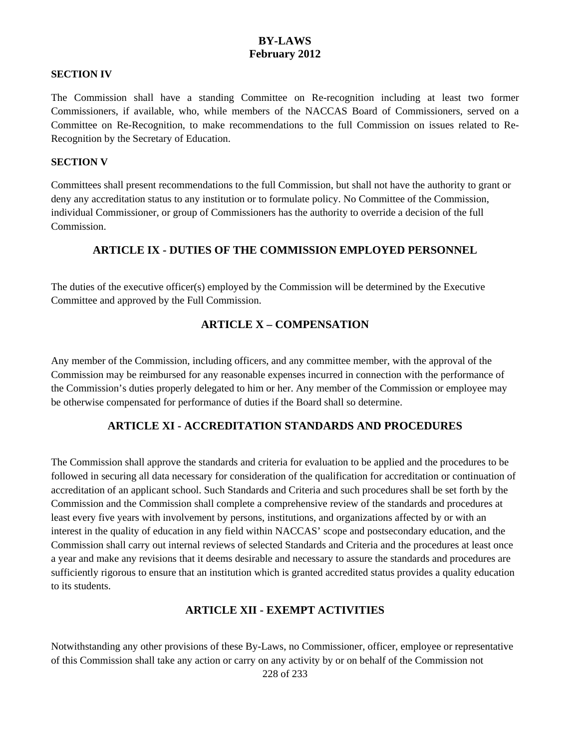**SECTION IV**

The Commission shall have a standing Committee on Re-recognition including at least two former Commissioners, if available, who, while members of the NACCAS Board of Commissioners, served on a Committee on Re-Recognition, to make recommendations to the full Commission on issues related to Re-Recognition by the Secretary of Education.

**SECTION V**

Committees shall present recommendations to the full Commission, but shall not have the authority to grant or deny any accreditation status to any institution or to formulate policy. No Committee of the Commission, individual Commissioner, or group of Commissioners has the authority to override a decision of the full Commission.

## ARTICLE IX - DUTIES OF THE COMMISSION EMPLOYED PERSONNEL

The duties of the executive officer(s) employed by the Commission will be determined by the Executive Committee and approved by the Full Commission.

## ARTICLE X – COMPENSATION

Any member of the Commission, including officers, and any committee member, with the approval of the Commission may be reimbursed for any reasonable expenses incurred in connection with the performance of the Commission's duties properly delegated to him or her. Any member of the Commission or employee may be otherwise compensated for performance of duties if the Board shall so determine.

## ARTICLE XI - ACCREDITATION STANDARDS AND PROCEDURES

The Commission shall approve the standards and criteria for evaluation to be applied and the procedures to be followed in securing all data necessary for consideration of the qualification for accreditation or continuation of accreditation of an applicant school. Such Standards and Criteria and such procedures shall be set forth by the Commission and the Commission shall complete a comprehensive review of the standards and procedures at least every five years with involvement by persons, institutions, and organizations affected by or with an interest in the quality of education in any field within NACCAS' scope and postsecondary education, and the Commission shall carry out internal reviews of selected Standards and Criteria and the procedures at least once a year and make any revisions that it deems desirable and necessary to assure the standards and procedures are sufficiently rigorous to ensure that an institution which is granted accredited status provides a quality education to its students.

## ARTICLE XII - EXEMPT ACTIVITIES

Notwithstanding any other provisions of these By-Laws, no Commissioner, officer, employee or representative of this Commission shall take any action or carry on any activity by or on behalf of the Commission not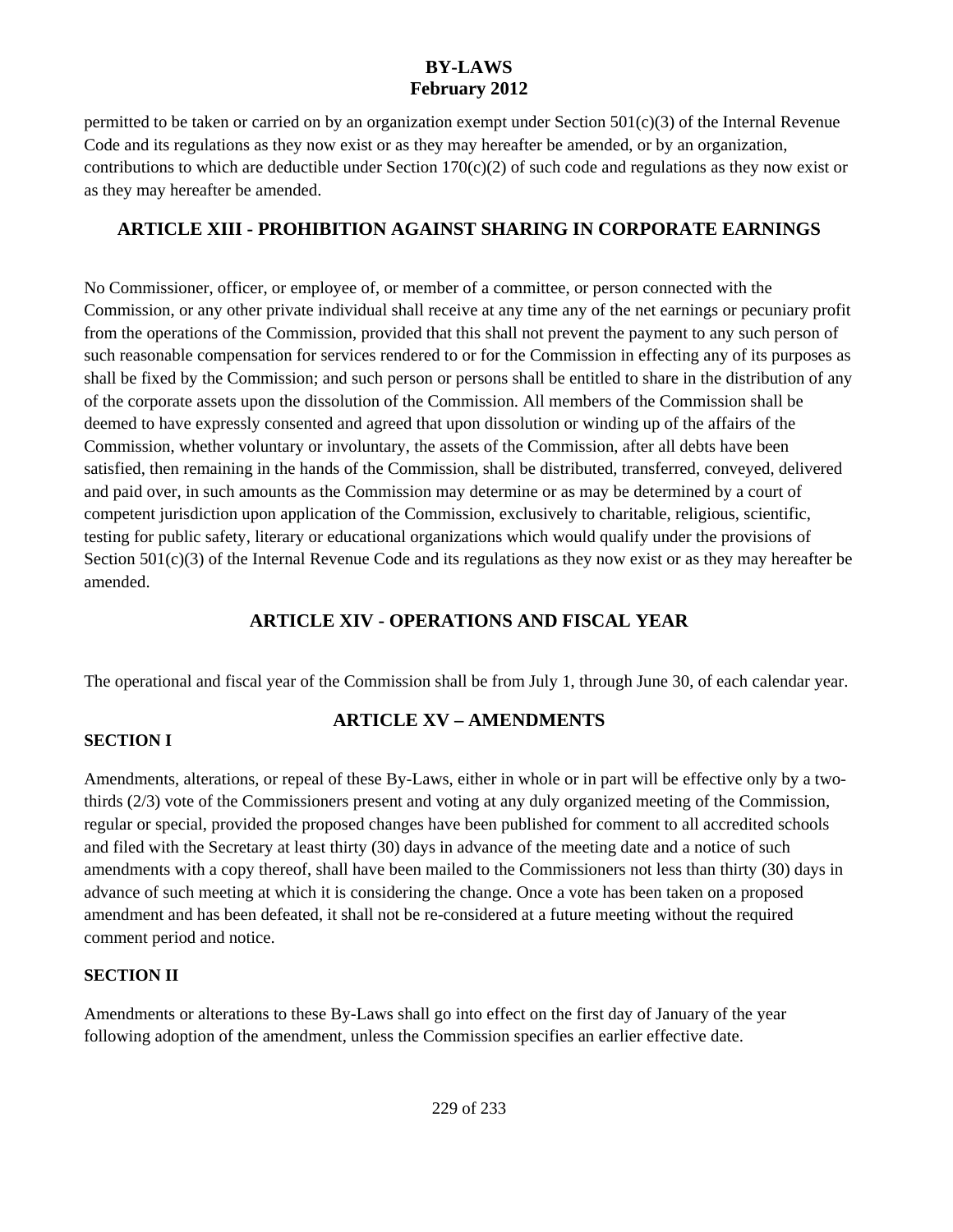permitted to be taken or carried on by an organization exempt under Section 501(c)(3) of the Internal Revenue Code and its regulations as they now exist or as they may hereafter be amended, or by an organization, contributions to which are deductible under Section 170(c)(2) of such code and regulations as they now exist or as they may hereafter be amended.

## ARTICLE XIII - PROHIBITION AGAINST SHARING IN CORPORATE EARNINGS

No Commissioner, officer, or employee of, or member of a committee, or person connected with the Commission, or any other private individual shall receive at any time any of the net earnings or pecuniary profit from the operations of the Commission, provided that this shall not prevent the payment to any such person of such reasonable compensation for services rendered to or for the Commission in effecting any of its purposes as shall be fixed by the Commission; and such person or persons shall be entitled to share in the distribution of any of the corporate assets upon the dissolution of the Commission. All members of the Commission shall be deemed to have expressly consented and agreed that upon dissolution or winding up of the affairs of the Commission, whether voluntary or involuntary, the assets of the Commission, after all debts have been satisfied, then remaining in the hands of the Commission, shall be distributed, transferred, conveyed, delivered and paid over, in such amounts as the Commission may determine or as may be determined by a court of competent jurisdiction upon application of the Commission, exclusively to charitable, religious, scientific, testing for public safety, literary or educational organizations which would qualify under the provisions of Section 501(c)(3) of the Internal Revenue Code and its regulations as they now exist or as they may hereafter be amended.

## ARTICLE XIV - OPERATIONS AND FISCAL YEAR

The operational and fiscal year of the Commission shall be from July 1, through June 30, of each calendar year.

## ARTICLE XV – AMENDMENTS

**SECTION I**

Amendments, alterations, or repeal of these By-Laws, either in whole or in part will be effective only by a two-thirds (2/3) vote of the Commissioners present and voting at any duly organized meeting of the Commission, regular or special, provided the proposed changes have been published for comment to all accredited schools and filed with the Secretary at least thirty (30) days in advance of the meeting date and a notice of such amendments with a copy thereof, shall have been mailed to the Commissioners not less than thirty (30) days in advance of such meeting at which it is considering the change. Once a vote has been taken on a proposed amendment and has been defeated, it shall not be re-considered at a future meeting without the required comment period and notice.

**SECTION II**

Amendments or alterations to these By-Laws shall go into effect on the first day of January of the year following adoption of the amendment, unless the Commission specifies an earlier effective date.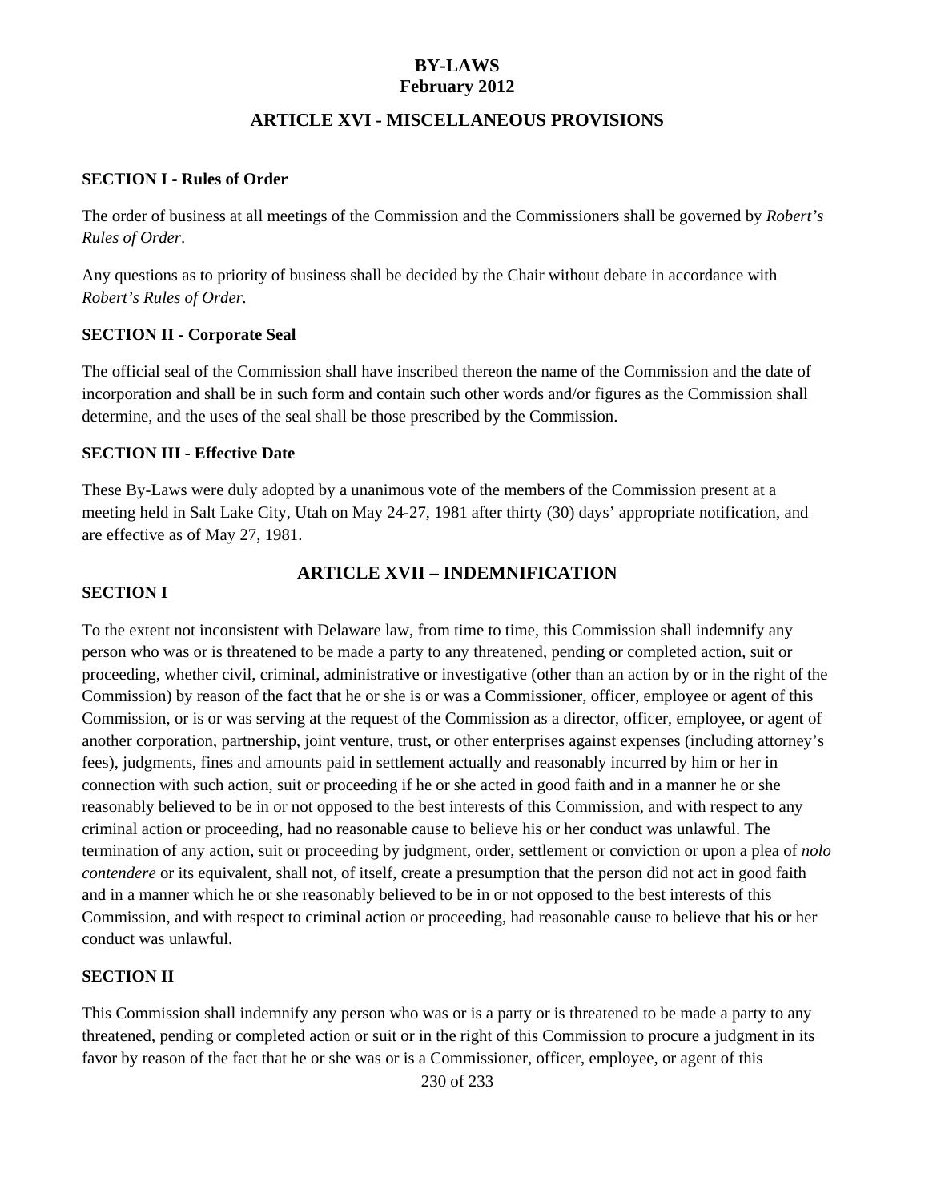# BY-LAWS
# February 2012

## ARTICLE XVI - MISCELLANEOUS PROVISIONS

### SECTION I - Rules of Order

The order of business at all meetings of the Commission and the Commissioners shall be governed by *Robert's Rules of Order*.

Any questions as to priority of business shall be decided by the Chair without debate in accordance with *Robert's Rules of Order.*

### SECTION II - Corporate Seal

The official seal of the Commission shall have inscribed thereon the name of the Commission and the date of incorporation and shall be in such form and contain such other words and/or figures as the Commission shall determine, and the uses of the seal shall be those prescribed by the Commission.

### SECTION III - Effective Date

These By-Laws were duly adopted by a unanimous vote of the members of the Commission present at a meeting held in Salt Lake City, Utah on May 24-27, 1981 after thirty (30) days' appropriate notification, and are effective as of May 27, 1981.

## ARTICLE XVII – INDEMNIFICATION

### SECTION I

To the extent not inconsistent with Delaware law, from time to time, this Commission shall indemnify any person who was or is threatened to be made a party to any threatened, pending or completed action, suit or proceeding, whether civil, criminal, administrative or investigative (other than an action by or in the right of the Commission) by reason of the fact that he or she is or was a Commissioner, officer, employee or agent of this Commission, or is or was serving at the request of the Commission as a director, officer, employee, or agent of another corporation, partnership, joint venture, trust, or other enterprises against expenses (including attorney's fees), judgments, fines and amounts paid in settlement actually and reasonably incurred by him or her in connection with such action, suit or proceeding if he or she acted in good faith and in a manner he or she reasonably believed to be in or not opposed to the best interests of this Commission, and with respect to any criminal action or proceeding, had no reasonable cause to believe his or her conduct was unlawful. The termination of any action, suit or proceeding by judgment, order, settlement or conviction or upon a plea of *nolo contendere* or its equivalent, shall not, of itself, create a presumption that the person did not act in good faith and in a manner which he or she reasonably believed to be in or not opposed to the best interests of this Commission, and with respect to criminal action or proceeding, had reasonable cause to believe that his or her conduct was unlawful.

### SECTION II

This Commission shall indemnify any person who was or is a party or is threatened to be made a party to any threatened, pending or completed action or suit or in the right of this Commission to procure a judgment in its favor by reason of the fact that he or she was or is a Commissioner, officer, employee, or agent of this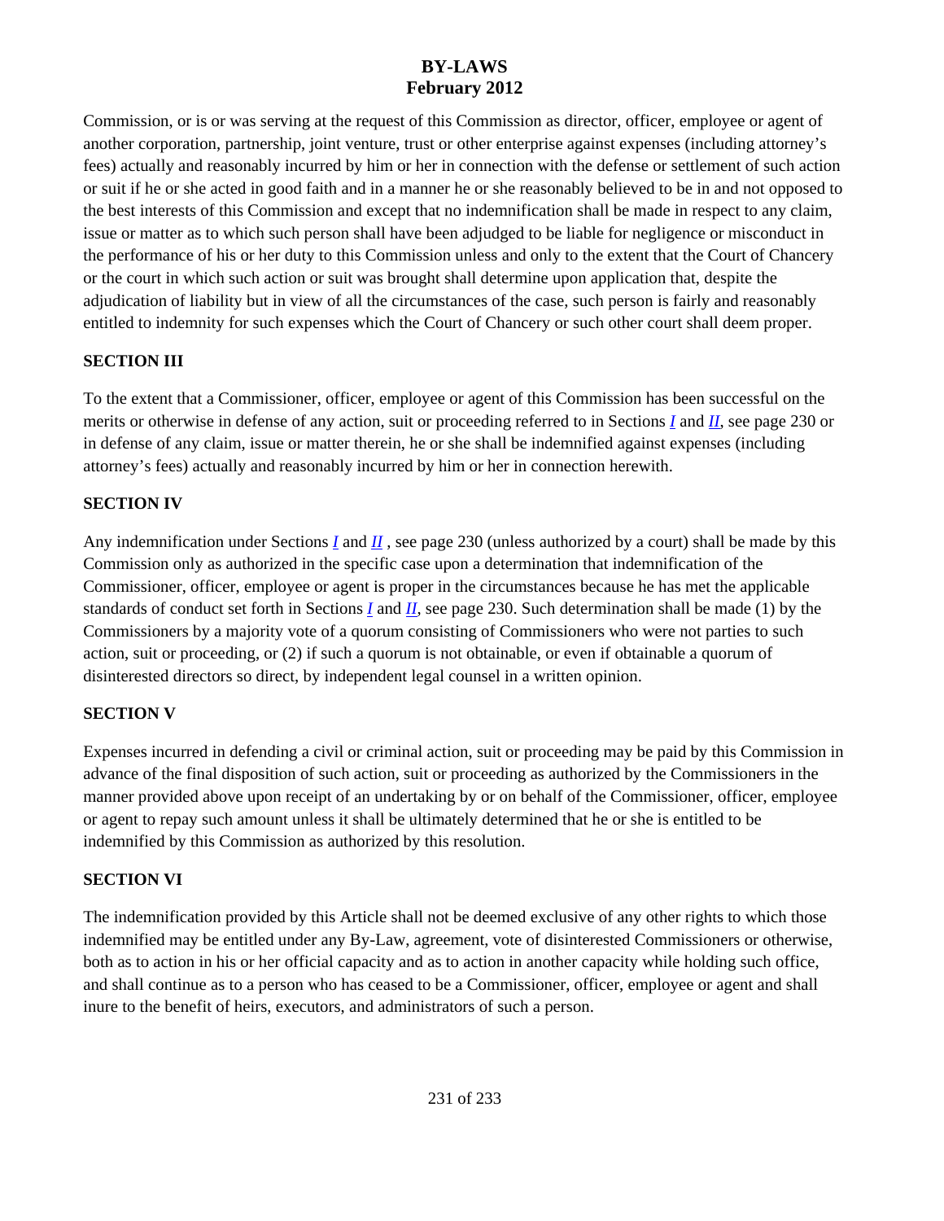Commission, or is or was serving at the request of this Commission as director, officer, employee or agent of another corporation, partnership, joint venture, trust or other enterprise against expenses (including attorney's fees) actually and reasonably incurred by him or her in connection with the defense or settlement of such action or suit if he or she acted in good faith and in a manner he or she reasonably believed to be in and not opposed to the best interests of this Commission and except that no indemnification shall be made in respect to any claim, issue or matter as to which such person shall have been adjudged to be liable for negligence or misconduct in the performance of his or her duty to this Commission unless and only to the extent that the Court of Chancery or the court in which such action or suit was brought shall determine upon application that, despite the adjudication of liability but in view of all the circumstances of the case, such person is fairly and reasonably entitled to indemnity for such expenses which the Court of Chancery or such other court shall deem proper.

### SECTION III

To the extent that a Commissioner, officer, employee or agent of this Commission has been successful on the merits or otherwise in defense of any action, suit or proceeding referred to in Sections *I* and *II*, see page 230 or in defense of any claim, issue or matter therein, he or she shall be indemnified against expenses (including attorney's fees) actually and reasonably incurred by him or her in connection herewith.

### SECTION IV

Any indemnification under Sections *I* and *II* , see page 230 (unless authorized by a court) shall be made by this Commission only as authorized in the specific case upon a determination that indemnification of the Commissioner, officer, employee or agent is proper in the circumstances because he has met the applicable standards of conduct set forth in Sections *I* and *II*, see page 230. Such determination shall be made (1) by the Commissioners by a majority vote of a quorum consisting of Commissioners who were not parties to such action, suit or proceeding, or (2) if such a quorum is not obtainable, or even if obtainable a quorum of disinterested directors so direct, by independent legal counsel in a written opinion.

### SECTION V

Expenses incurred in defending a civil or criminal action, suit or proceeding may be paid by this Commission in advance of the final disposition of such action, suit or proceeding as authorized by the Commissioners in the manner provided above upon receipt of an undertaking by or on behalf of the Commissioner, officer, employee or agent to repay such amount unless it shall be ultimately determined that he or she is entitled to be indemnified by this Commission as authorized by this resolution.

### SECTION VI

The indemnification provided by this Article shall not be deemed exclusive of any other rights to which those indemnified may be entitled under any By-Law, agreement, vote of disinterested Commissioners or otherwise, both as to action in his or her official capacity and as to action in another capacity while holding such office, and shall continue as to a person who has ceased to be a Commissioner, officer, employee or agent and shall inure to the benefit of heirs, executors, and administrators of such a person.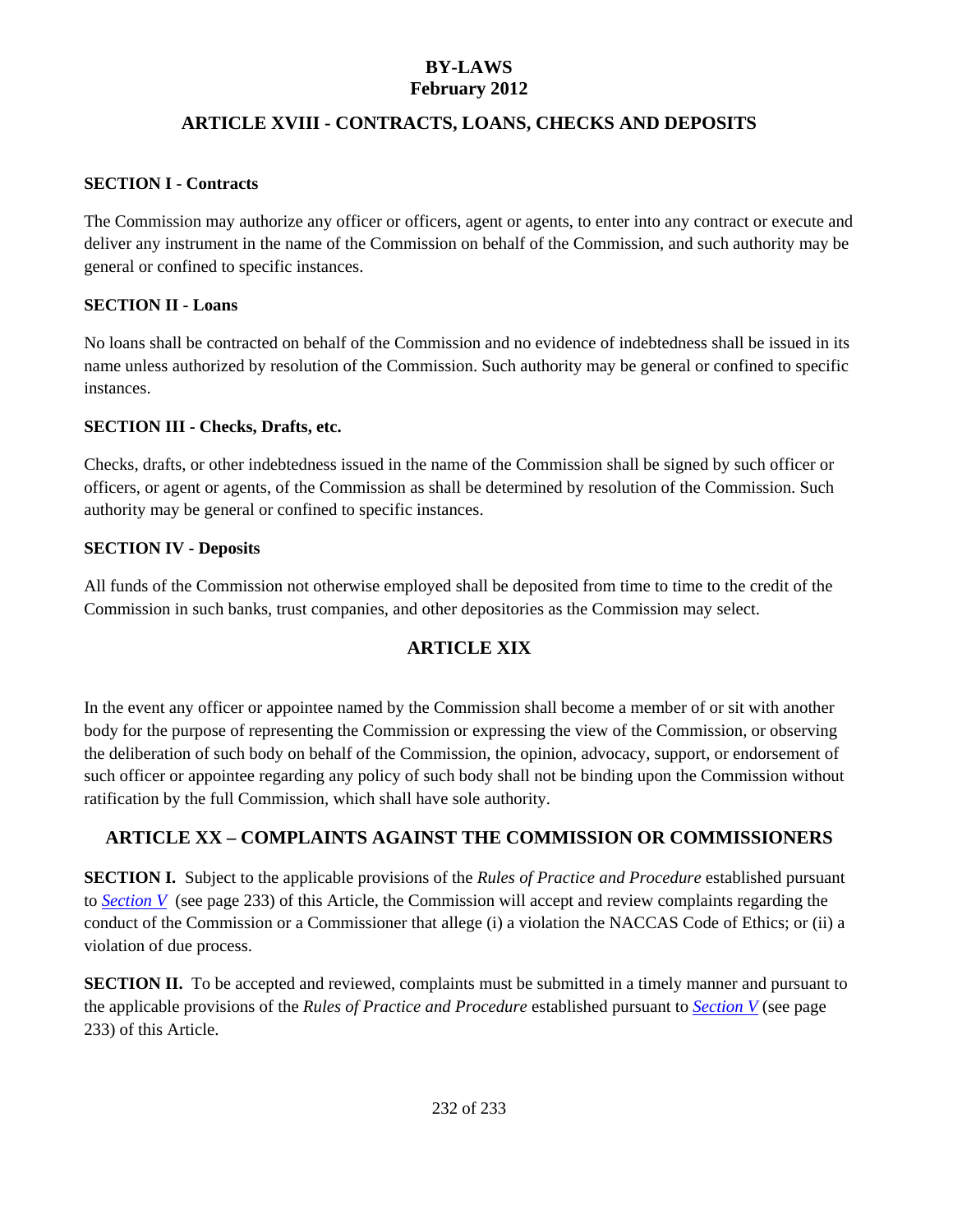# BY-LAWS
# February 2012

## ARTICLE XVIII - CONTRACTS, LOANS, CHECKS AND DEPOSITS

### SECTION I - Contracts

The Commission may authorize any officer or officers, agent or agents, to enter into any contract or execute and deliver any instrument in the name of the Commission on behalf of the Commission, and such authority may be general or confined to specific instances.

### SECTION II - Loans

No loans shall be contracted on behalf of the Commission and no evidence of indebtedness shall be issued in its name unless authorized by resolution of the Commission. Such authority may be general or confined to specific instances.

### SECTION III - Checks, Drafts, etc.

Checks, drafts, or other indebtedness issued in the name of the Commission shall be signed by such officer or officers, or agent or agents, of the Commission as shall be determined by resolution of the Commission. Such authority may be general or confined to specific instances.

### SECTION IV - Deposits

All funds of the Commission not otherwise employed shall be deposited from time to time to the credit of the Commission in such banks, trust companies, and other depositories as the Commission may select.

## ARTICLE XIX

In the event any officer or appointee named by the Commission shall become a member of or sit with another body for the purpose of representing the Commission or expressing the view of the Commission, or observing the deliberation of such body on behalf of the Commission, the opinion, advocacy, support, or endorsement of such officer or appointee regarding any policy of such body shall not be binding upon the Commission without ratification by the full Commission, which shall have sole authority.

## ARTICLE XX – COMPLAINTS AGAINST THE COMMISSION OR COMMISSIONERS

**SECTION I.** Subject to the applicable provisions of the *Rules of Practice and Procedure* established pursuant to *Section V* (see page 233) of this Article, the Commission will accept and review complaints regarding the conduct of the Commission or a Commissioner that allege (i) a violation the NACCAS Code of Ethics; or (ii) a violation of due process.

**SECTION II.** To be accepted and reviewed, complaints must be submitted in a timely manner and pursuant to the applicable provisions of the *Rules of Practice and Procedure* established pursuant to *Section V* (see page 233) of this Article.